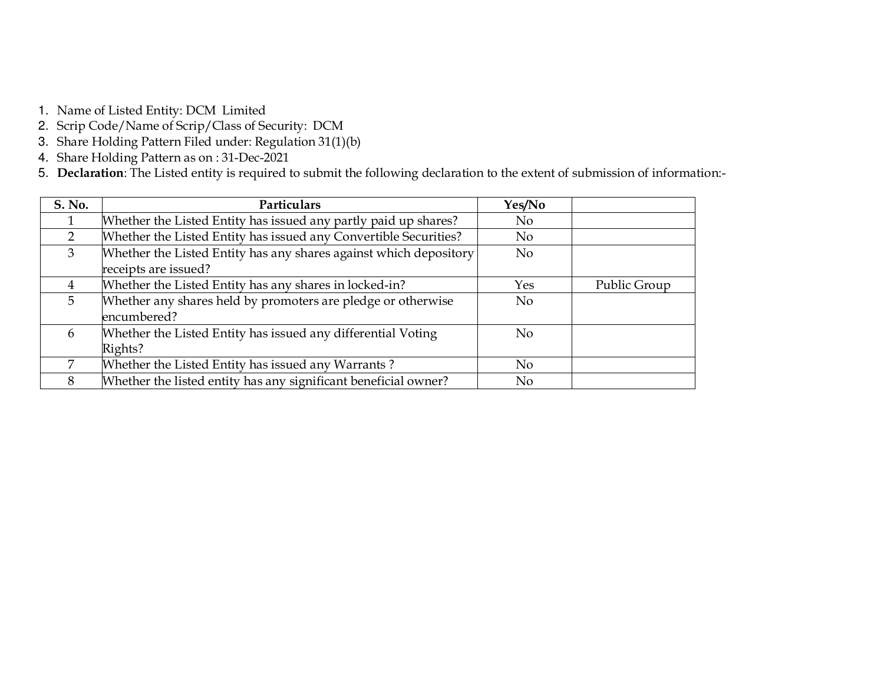1. Name of Listed Entity: DCM Limited
2. Scrip Code/Name of Scrip/Class of Security: DCM
3. Share Holding Pattern Filed under: Regulation 31(1)(b)
4. Share Holding Pattern as on : 31-Dec-2021
5. **Declaration**: The Listed entity is required to submit the following declaration to the extent of submission of information:-

| S. No. | Particulars | Yes/No | |
|---|---|---|---|
| 1 | Whether the Listed Entity has issued any partly paid up shares? | No | |
| 2 | Whether the Listed Entity has issued any Convertible Securities? | No | |
| 3 | Whether the Listed Entity has any shares against which depository receipts are issued? | No | |
| 4 | Whether the Listed Entity has any shares in locked-in? | Yes | Public Group |
| 5 | Whether any shares held by promoters are pledge or otherwise encumbered? | No | |
| 6 | Whether the Listed Entity has issued any differential Voting Rights? | No | |
| 7 | Whether the Listed Entity has issued any Warrants ? | No | |
| 8 | Whether the listed entity has any significant beneficial owner? | No | |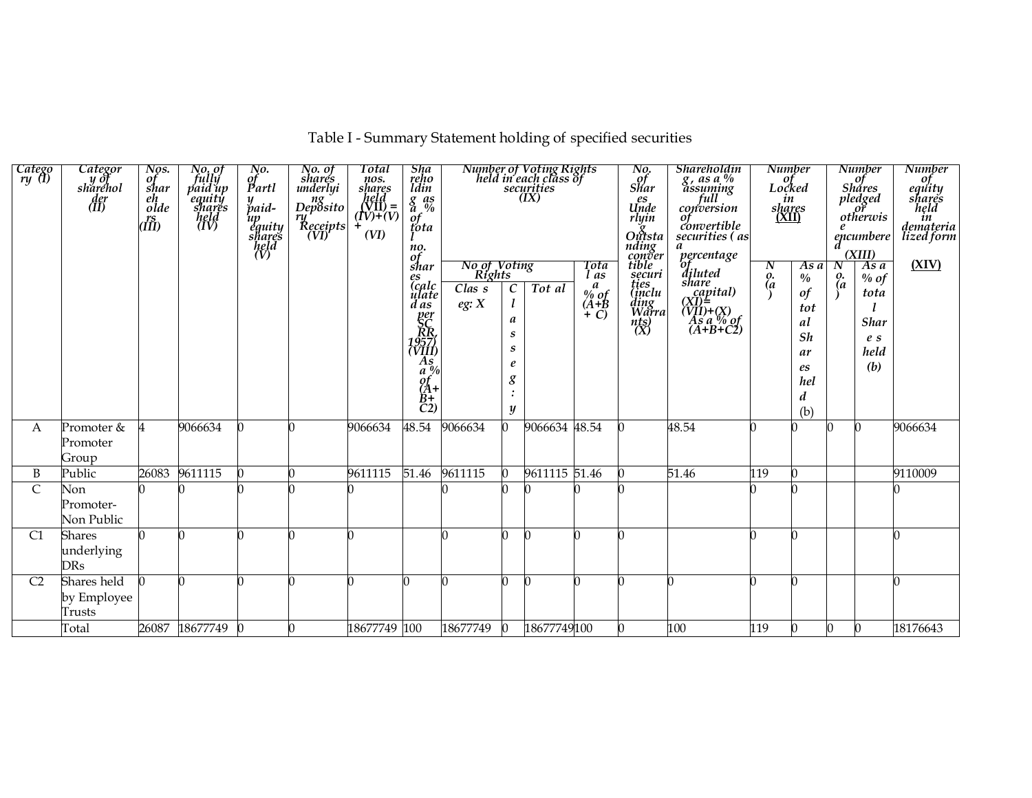# Table I - Summary Statement holding of specified securities

| Category (I) | Category of shareholder (II) | Nos. of shareholders (III) | No. of fully paid up equity shares held (IV) | No. of Partly paid-up equity shares held (V) | No. of shares underlying Depository Receipts (VI) | Total nos. shares held (VII) = (IV)+(V)+ (VI) | Shareholding as a % of total no. of shares (calculated as per SCRR, 1957) (VIII) As a % of (A+B+C2) | Number of Voting Rights held in each class of securities (IX) | | | | No. of Shares Underlying Outstanding convertible securities (including Warrants) (X) | Shareholding , as a % assuming full conversion of convertible securities ( as a percentage of diluted share capital) (XI)= (VII)+(X) As a % of (A+B+C2) | Number of Locked in shares (XII) | | Number of Shares pledged or otherwise encumbered (XIII) | | Number of equity shares held in dematerialized form (XIV) |
|---|---|---|---|---|---|---|---|---|---|---|---|---|---|---|---|---|---|---|
| | | | | | | | | No of Voting Rights | | | Total as a % of (A+B+ C) | | | No. (a) | As a % of total Shares held (b) | No. (a) | As a % of total Shares held (b) | |
| | | | | | | | | Class eg: X | Class eg: y | Total | | | | | | | | |
| A | Promoter & Promoter Group | 4 | 9066634 | 0 | 0 | 9066634 | 48.54 | 9066634 | 0 | 9066634 | 48.54 | 0 | 48.54 | 0 | 0 | 0 | 0 | 9066634 |
| B | Public | 26083 | 9611115 | 0 | 0 | 9611115 | 51.46 | 9611115 | 0 | 9611115 | 51.46 | 0 | 51.46 | 119 | 0 | | | 9110009 |
| C | Non Promoter- Non Public | 0 | 0 | 0 | 0 | 0 | | 0 | 0 | 0 | 0 | 0 | | 0 | 0 | | | 0 |
| C1 | Shares underlying DRs | 0 | 0 | 0 | 0 | 0 | | 0 | 0 | 0 | 0 | 0 | | 0 | 0 | | | 0 |
| C2 | Shares held by Employee Trusts | 0 | 0 | 0 | 0 | 0 | 0 | 0 | 0 | 0 | 0 | 0 | 0 | 0 | 0 | | | 0 |
| | Total | 26087 | 18677749 | 0 | 0 | 18677749 | 100 | 18677749 | 0 | 18677749 | 100 | 0 | 100 | 119 | 0 | 0 | 0 | 18176643 |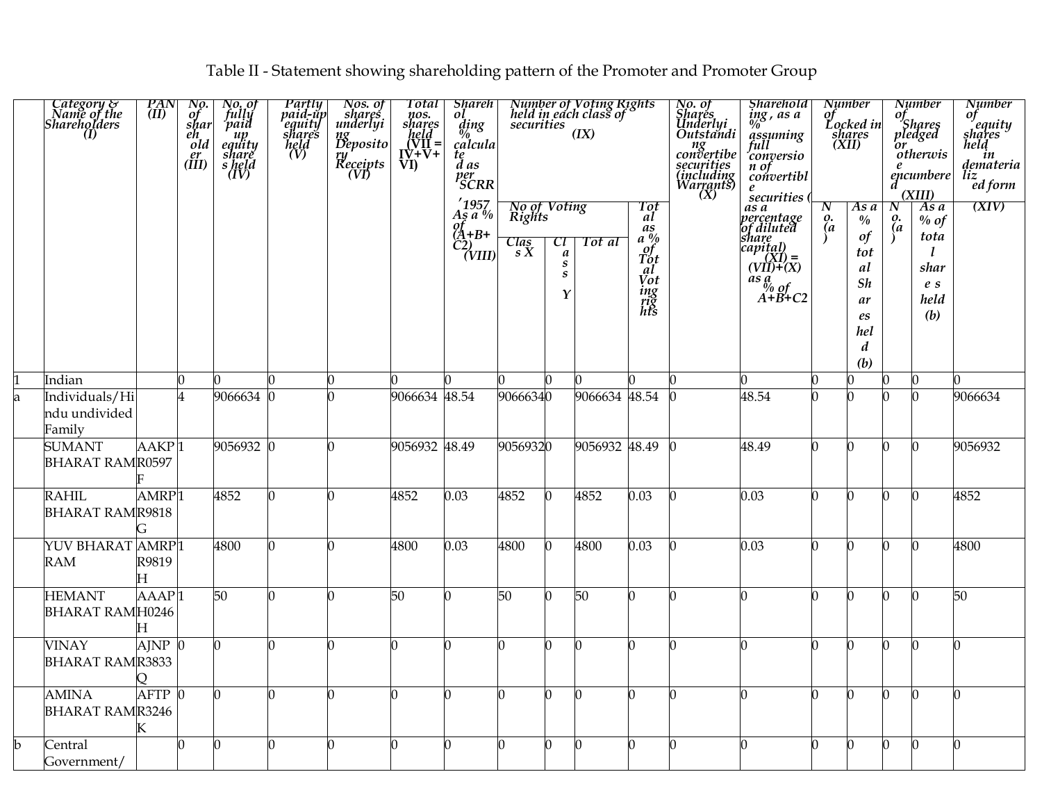# Table II - Statement showing shareholding pattern of the Promoter and Promoter Group

| | Category & Name of the Shareholders (I) | PAN (II) | No. of shareholder (III) | No. of fully paid up equity shares held (IV) | Partly paid-up equity shares held (V) | Nos. of shares underlying Depository Receipts (VI) | Total nos. shares held (VII = IV+V+VI) | Shareholding % calculated as per SCRR, 1957 As a % of (A+B+C2) (VIII) | Number of Voting Rights held in each class of securities (IX) | | | | No. of Shares Underlying Outstanding convertible securities (including Warrants) (X) | Shareholding , as a % assuming full conversion of convertible securities ( as a percentage of diluted share capital) (XI) = (VII)+(X) as a % of A+B+C2 | Number of Locked in shares (XII) | | Number of Shares pledged or otherwise encumbered (XIII) | | Number of equity shares held in dematerialized form (XIV) |
|---|---|---|---|---|---|---|---|---|---|---|---|---|---|---|---|---|---|---|---|
| | | | | | | | | | No of Voting Rights | | | Total as a % of Total Voting rights | | | No. (a) | As a % of total Shares held (b) | No. (a) | As a % of total shares held (b) | |
| | | | | | | | | | Class X | Class Y | Tot al | | | | | | | | |
| 1 | Indian | | 0 | 0 | 0 | 0 | 0 | 0 | 0 | 0 | 0 | 0 | 0 | 0 | 0 | 0 | 0 | 0 | 0 |
| a | Individuals/Hindu undivided Family | | 4 | 9066634 | 0 | 0 | 9066634 | 48.54 | 9066634 | 0 | 9066634 | 48.54 | 0 | 48.54 | 0 | 0 | 0 | 0 | 9066634 |
| | SUMANT BHARAT RAM | AAKPR0597F | 1 | 9056932 | 0 | 0 | 9056932 | 48.49 | 9056932 | 0 | 9056932 | 48.49 | 0 | 48.49 | 0 | 0 | 0 | 0 | 9056932 |
| | RAHIL BHARAT RAM | AMRPR9818G | 1 | 4852 | 0 | 0 | 4852 | 0.03 | 4852 | 0 | 4852 | 0.03 | 0 | 0.03 | 0 | 0 | 0 | 0 | 4852 |
| | YUV BHARAT RAM | AMRPR9819H | 1 | 4800 | 0 | 0 | 4800 | 0.03 | 4800 | 0 | 4800 | 0.03 | 0 | 0.03 | 0 | 0 | 0 | 0 | 4800 |
| | HEMANT BHARAT RAM | AAAPH0246H | 1 | 50 | 0 | 0 | 50 | 0 | 50 | 0 | 50 | 0 | 0 | 0 | 0 | 0 | 0 | 0 | 50 |
| | VINAY BHARAT RAM | AJNPR3833Q | 0 | 0 | 0 | 0 | 0 | 0 | 0 | 0 | 0 | 0 | 0 | 0 | 0 | 0 | 0 | 0 | 0 |
| | AMINA BHARAT RAM | AFTPR3246K | 0 | 0 | 0 | 0 | 0 | 0 | 0 | 0 | 0 | 0 | 0 | 0 | 0 | 0 | 0 | 0 | 0 |
| b | Central Government/ | | 0 | 0 | 0 | 0 | 0 | 0 | 0 | 0 | 0 | 0 | 0 | 0 | 0 | 0 | 0 | 0 | 0 |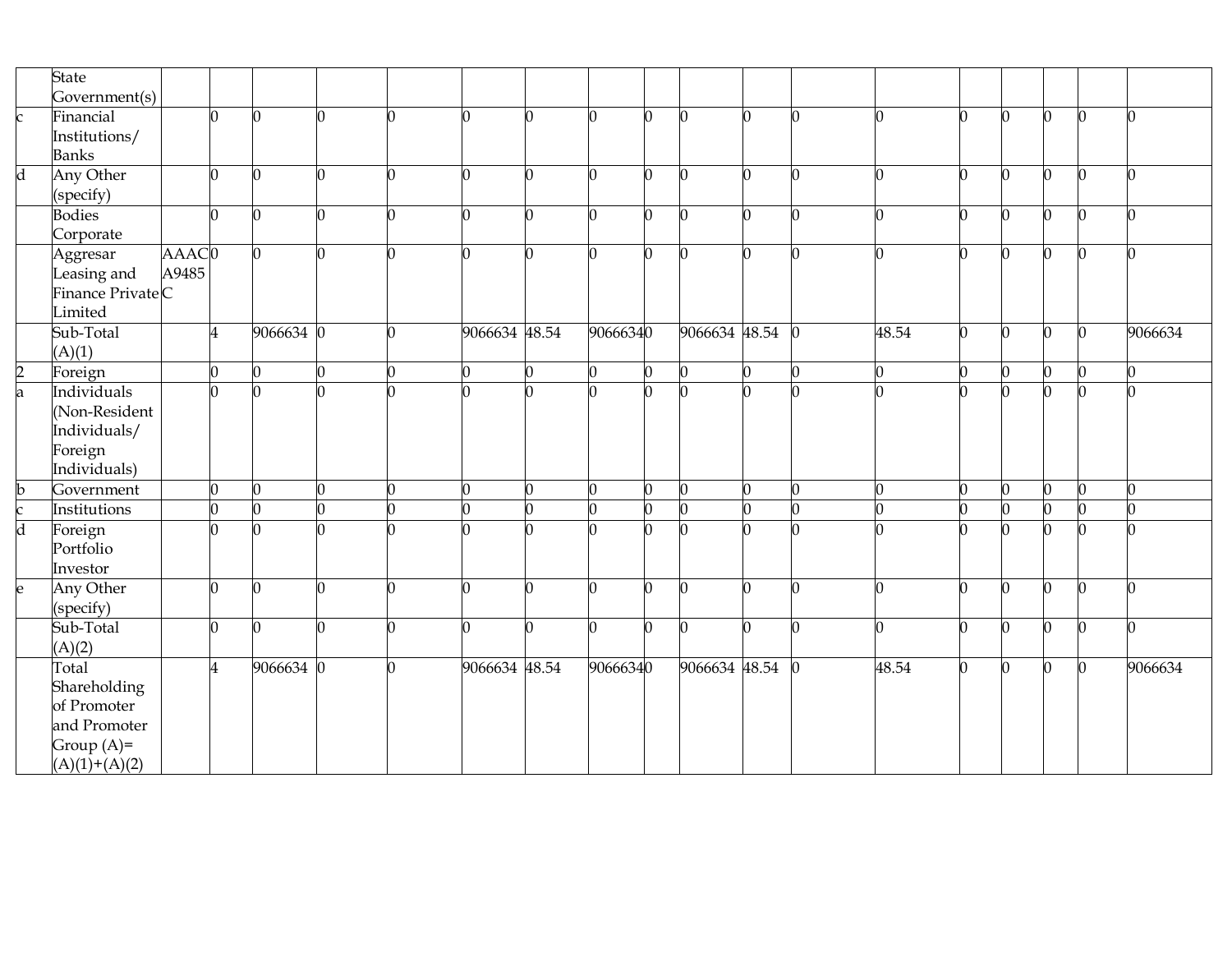| | | | | | | | | | | | | | | | | | | | |
|---|---|---|---|---|---|---|---|---|---|---|---|---|---|---|---|---|---|---|---|
| | State Government(s) | | | | | | | | | | | | | | | | | | |
| c | Financial Institutions/ Banks | | 0 | 0 | 0 | 0 | 0 | 0 | 0 | 0 | 0 | 0 | 0 | 0 | 0 | 0 | 0 | 0 | 0 |
| d | Any Other (specify) | | 0 | 0 | 0 | 0 | 0 | 0 | 0 | 0 | 0 | 0 | 0 | 0 | 0 | 0 | 0 | 0 | 0 |
| | Bodies Corporate | | 0 | 0 | 0 | 0 | 0 | 0 | 0 | 0 | 0 | 0 | 0 | 0 | 0 | 0 | 0 | 0 | 0 |
| | Aggresar Leasing and Finance Private Limited | AAACA9485C | 0 | 0 | 0 | 0 | 0 | 0 | 0 | 0 | 0 | 0 | 0 | 0 | 0 | 0 | 0 | 0 | 0 |
| | Sub-Total (A)(1) | | 4 | 9066634 | 0 | 0 | 9066634 | 48.54 | 9066634 | 0 | 9066634 | 48.54 | 0 | 48.54 | 0 | 0 | 0 | 0 | 9066634 |
| 2 | Foreign | | 0 | 0 | 0 | 0 | 0 | 0 | 0 | 0 | 0 | 0 | 0 | 0 | 0 | 0 | 0 | 0 | 0 |
| a | Individuals (Non-Resident Individuals/ Foreign Individuals) | | 0 | 0 | 0 | 0 | 0 | 0 | 0 | 0 | 0 | 0 | 0 | 0 | 0 | 0 | 0 | 0 | 0 |
| b | Government | | 0 | 0 | 0 | 0 | 0 | 0 | 0 | 0 | 0 | 0 | 0 | 0 | 0 | 0 | 0 | 0 | 0 |
| c | Institutions | | 0 | 0 | 0 | 0 | 0 | 0 | 0 | 0 | 0 | 0 | 0 | 0 | 0 | 0 | 0 | 0 | 0 |
| d | Foreign Portfolio Investor | | 0 | 0 | 0 | 0 | 0 | 0 | 0 | 0 | 0 | 0 | 0 | 0 | 0 | 0 | 0 | 0 | 0 |
| e | Any Other (specify) | | 0 | 0 | 0 | 0 | 0 | 0 | 0 | 0 | 0 | 0 | 0 | 0 | 0 | 0 | 0 | 0 | 0 |
| | Sub-Total (A)(2) | | 0 | 0 | 0 | 0 | 0 | 0 | 0 | 0 | 0 | 0 | 0 | 0 | 0 | 0 | 0 | 0 | 0 |
| | Total Shareholding of Promoter and Promoter Group (A)= (A)(1)+(A)(2) | | 4 | 9066634 | 0 | 0 | 9066634 | 48.54 | 9066634 | 0 | 9066634 | 48.54 | 0 | 48.54 | 0 | 0 | 0 | 0 | 9066634 |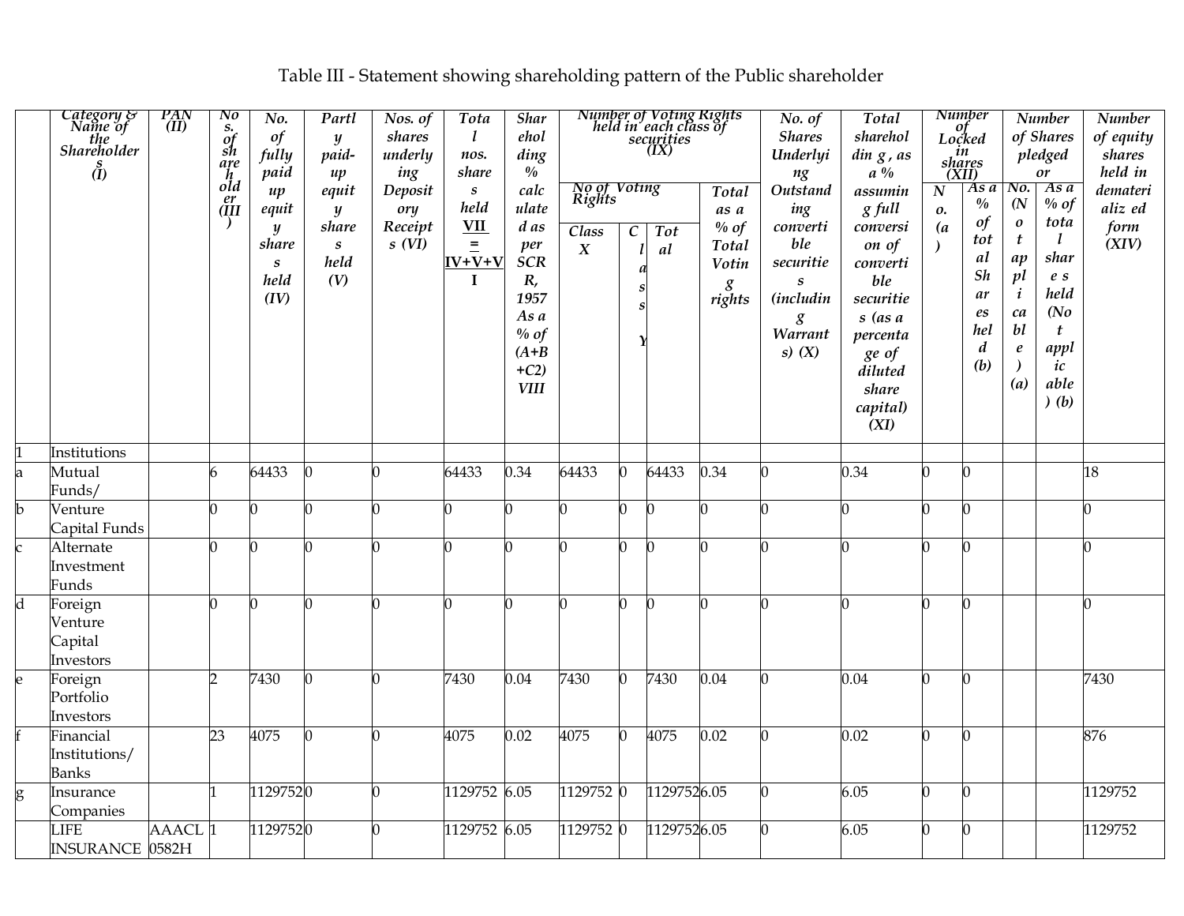Table III - Statement showing shareholding pattern of the Public shareholder

| | Category & Name of the Shareholders (I) | PAN (II) | Nos. of shareholder (III) | No. of fully paid up equity shares held (IV) | Partly paid-up equity shares held (V) | Nos. of shares underlying Depository Receipts (VI) | Total nos. shares held VII = IV+V+VI | Shareholding % calculated as per SCRR, 1957 As a % of (A+B+C2) VIII | Number of Voting Rights held in each class of securities (IX) | | | | No. of Shares Underlying Outstanding convertible securities (including Warrants) (X) | Total shareholding , as a % assuming full conversion of convertible securities (as a percentage of diluted share capital) (XI) | Number of Locked in shares (XII) | | Number of Shares pledged or | | Number of equity shares held in dematerialized form (XIV) |
|---|---|---|---|---|---|---|---|---|---|---|---|---|---|---|---|---|---|---|---|
| | | | | | | | | | No of Voting Rights | | | Total as a % of Total Voting rights | | | No. (a) | As a % of total Shares held (b) | No. (Not applicable) (a) | As a % of total shares held (Not applicable) (b) | |
| | | | | | | | | | Class X | Class Y | Total | | | | | | | | |
| 1 | Institutions | | | | | | | | | | | | | | | | | | |
| a | Mutual Funds/ | | 6 | 64433 | 0 | 0 | 64433 | 0.34 | 64433 | 0 | 64433 | 0.34 | 0 | 0.34 | 0 | 0 | | | 18 |
| b | Venture Capital Funds | | 0 | 0 | 0 | 0 | 0 | 0 | 0 | 0 | 0 | 0 | 0 | 0 | 0 | 0 | | | 0 |
| c | Alternate Investment Funds | | 0 | 0 | 0 | 0 | 0 | 0 | 0 | 0 | 0 | 0 | 0 | 0 | 0 | 0 | | | 0 |
| d | Foreign Venture Capital Investors | | 0 | 0 | 0 | 0 | 0 | 0 | 0 | 0 | 0 | 0 | 0 | 0 | 0 | 0 | | | 0 |
| e | Foreign Portfolio Investors | | 2 | 7430 | 0 | 0 | 7430 | 0.04 | 7430 | 0 | 7430 | 0.04 | 0 | 0.04 | 0 | 0 | | | 7430 |
| f | Financial Institutions/ Banks | | 23 | 4075 | 0 | 0 | 4075 | 0.02 | 4075 | 0 | 4075 | 0.02 | 0 | 0.02 | 0 | 0 | | | 876 |
| g | Insurance Companies | | 1 | 1129752 | 0 | 0 | 1129752 | 6.05 | 1129752 | 0 | 1129752 | 6.05 | 0 | 6.05 | 0 | 0 | | | 1129752 |
| | LIFE INSURANCE | AAACL0582H | 1 | 1129752 | 0 | 0 | 1129752 | 6.05 | 1129752 | 0 | 1129752 | 6.05 | 0 | 6.05 | 0 | 0 | | | 1129752 |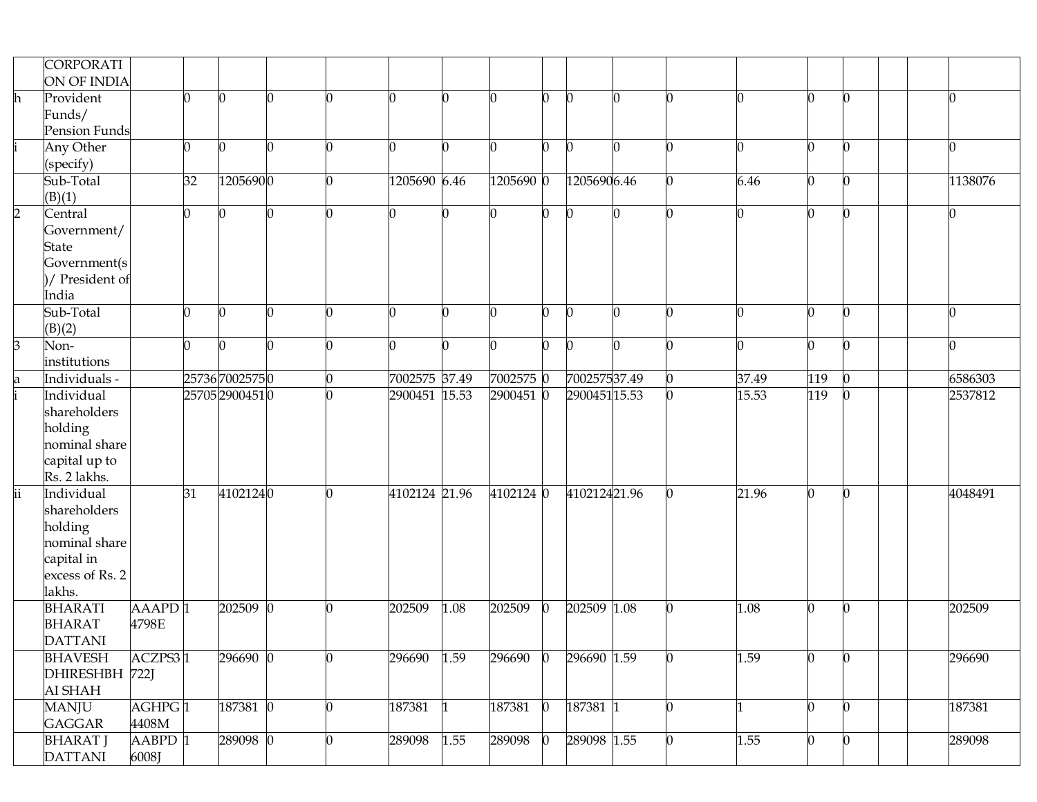| | | | | | | | | | | | | | | | | | | |
|---|---|---|---|---|---|---|---|---|---|---|---|---|---|---|---|---|---|---|
| | CORPORATION OF INDIA | | | | | | | | | | | | | | | | | |
| h | Provident Funds/ Pension Funds | | 0 | 0 | 0 | 0 | 0 | 0 | 0 | 0 | 0 | 0 | 0 | 0 | 0 | 0 | | 0 |
| i | Any Other (specify) | | 0 | 0 | 0 | 0 | 0 | 0 | 0 | 0 | 0 | 0 | 0 | 0 | 0 | 0 | | 0 |
| | Sub-Total (B)(1) | | 32 | 1205690 | 0 | 0 | 1205690 | 6.46 | 1205690 | 0 | 1205690 | 6.46 | 0 | 6.46 | 0 | 0 | | 1138076 |
| 2 | Central Government/ State Government(s)/ President of India | | 0 | 0 | 0 | 0 | 0 | 0 | 0 | 0 | 0 | 0 | 0 | 0 | 0 | 0 | | 0 |
| | Sub-Total (B)(2) | | 0 | 0 | 0 | 0 | 0 | 0 | 0 | 0 | 0 | 0 | 0 | 0 | 0 | 0 | | 0 |
| 3 | Non-institutions | | 0 | 0 | 0 | 0 | 0 | 0 | 0 | 0 | 0 | 0 | 0 | 0 | 0 | 0 | | 0 |
| a | Individuals - | | 25736 | 7002575 | 0 | 0 | 7002575 | 37.49 | 7002575 | 0 | 7002575 | 37.49 | 0 | 37.49 | 119 | 0 | | 6586303 |
| i | Individual shareholders holding nominal share capital up to Rs. 2 lakhs. | | 25705 | 2900451 | 0 | 0 | 2900451 | 15.53 | 2900451 | 0 | 2900451 | 15.53 | 0 | 15.53 | 119 | 0 | | 2537812 |
| ii | Individual shareholders holding nominal share capital in excess of Rs. 2 lakhs. | | 31 | 4102124 | 0 | 0 | 4102124 | 21.96 | 4102124 | 0 | 4102124 | 21.96 | 0 | 21.96 | 0 | 0 | | 4048491 |
| | BHARATI BHARAT DATTANI | AAAPD4798E | 1 | 202509 | 0 | 0 | 202509 | 1.08 | 202509 | 0 | 202509 | 1.08 | 0 | 1.08 | 0 | 0 | | 202509 |
| | BHAVESH DHIRESHBHAI SHAH | ACZPS3722J | 1 | 296690 | 0 | 0 | 296690 | 1.59 | 296690 | 0 | 296690 | 1.59 | 0 | 1.59 | 0 | 0 | | 296690 |
| | MANJU GAGGAR | AGHPG4408M | 1 | 187381 | 0 | 0 | 187381 | 1 | 187381 | 0 | 187381 | 1 | 0 | 1 | 0 | 0 | | 187381 |
| | BHARAT J DATTANI | AABPD6008J | 1 | 289098 | 0 | 0 | 289098 | 1.55 | 289098 | 0 | 289098 | 1.55 | 0 | 1.55 | 0 | 0 | | 289098 |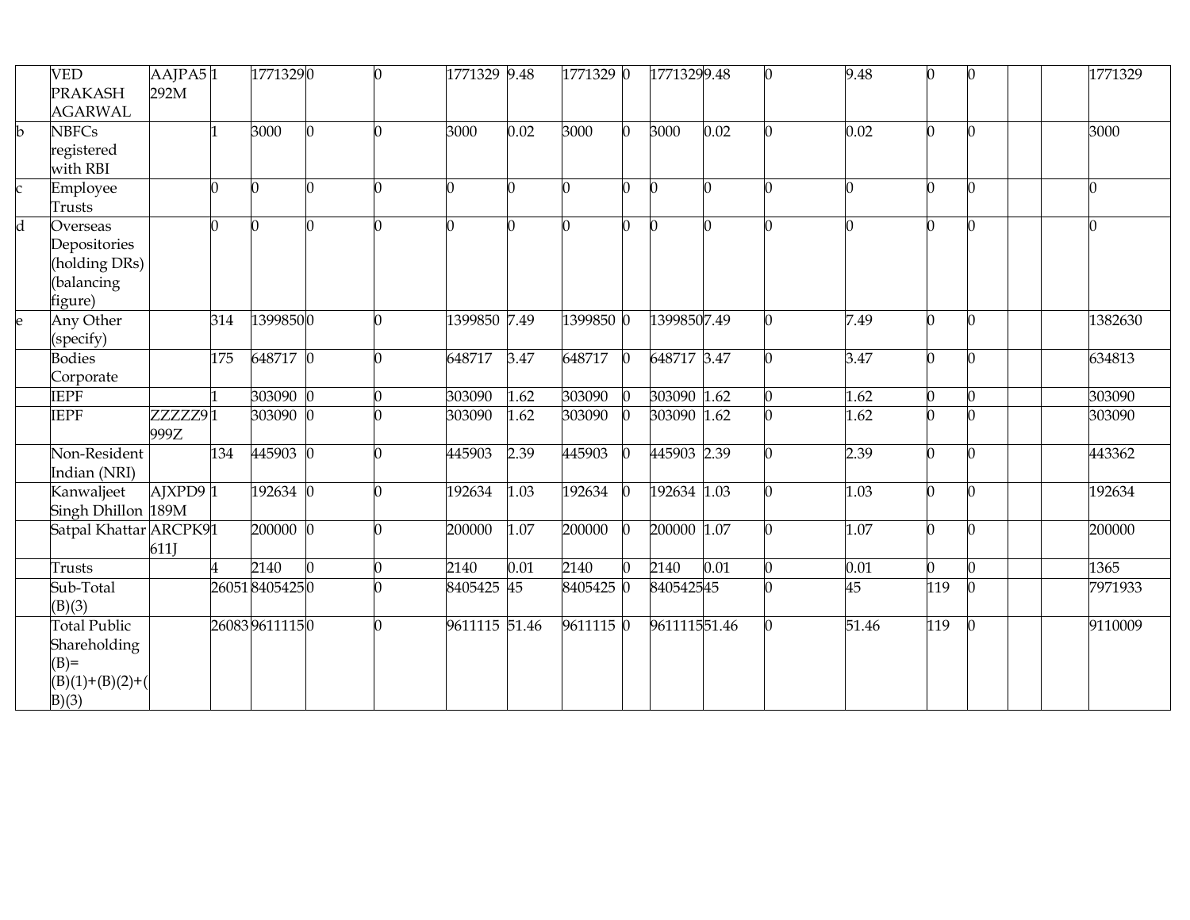| | | | | | | | | | | | | | | | | | | | |
|---|---|---|---|---|---|---|---|---|---|---|---|---|---|---|---|---|---|---|---|
| | VED PRAKASH AGARWAL | AAJPA5292M | 1 | 1771329 | 0 | 0 | 1771329 | 9.48 | 1771329 | 0 | 1771329 | 9.48 | 0 | 9.48 | 0 | 0 | | | 1771329 |
| b | NBFCs registered with RBI | | 1 | 3000 | 0 | 0 | 3000 | 0.02 | 3000 | 0 | 3000 | 0.02 | 0 | 0.02 | 0 | 0 | | | 3000 |
| c | Employee Trusts | | 0 | 0 | 0 | 0 | 0 | 0 | 0 | 0 | 0 | 0 | 0 | 0 | 0 | 0 | | | 0 |
| d | Overseas Depositories (holding DRs) (balancing figure) | | 0 | 0 | 0 | 0 | 0 | 0 | 0 | 0 | 0 | 0 | 0 | 0 | 0 | 0 | | | 0 |
| e | Any Other (specify) | | 314 | 1399850 | 0 | 0 | 1399850 | 7.49 | 1399850 | 0 | 1399850 | 7.49 | 0 | 7.49 | 0 | 0 | | | 1382630 |
| | Bodies Corporate | | 175 | 648717 | 0 | 0 | 648717 | 3.47 | 648717 | 0 | 648717 | 3.47 | 0 | 3.47 | 0 | 0 | | | 634813 |
| | IEPF | | 1 | 303090 | 0 | 0 | 303090 | 1.62 | 303090 | 0 | 303090 | 1.62 | 0 | 1.62 | 0 | 0 | | | 303090 |
| | IEPF | ZZZZZ9999Z | 1 | 303090 | 0 | 0 | 303090 | 1.62 | 303090 | 0 | 303090 | 1.62 | 0 | 1.62 | 0 | 0 | | | 303090 |
| | Non-Resident Indian (NRI) | | 134 | 445903 | 0 | 0 | 445903 | 2.39 | 445903 | 0 | 445903 | 2.39 | 0 | 2.39 | 0 | 0 | | | 443362 |
| | Kanwaljeet Singh Dhillon | AJXPD9189M | 1 | 192634 | 0 | 0 | 192634 | 1.03 | 192634 | 0 | 192634 | 1.03 | 0 | 1.03 | 0 | 0 | | | 192634 |
| | Satpal Khattar | ARCPK9611J | 1 | 200000 | 0 | 0 | 200000 | 1.07 | 200000 | 0 | 200000 | 1.07 | 0 | 1.07 | 0 | 0 | | | 200000 |
| | Trusts | | 4 | 2140 | 0 | 0 | 2140 | 0.01 | 2140 | 0 | 2140 | 0.01 | 0 | 0.01 | 0 | 0 | | | 1365 |
| | Sub-Total (B)(3) | | 26051 | 8405425 | 0 | 0 | 8405425 | 45 | 8405425 | 0 | 8405425 | 45 | 0 | 45 | 119 | 0 | | | 7971933 |
| | Total Public Shareholding (B)=(B)(1)+(B)(2)+(B)(3) | | 26083 | 9611115 | 0 | 0 | 9611115 | 51.46 | 9611115 | 0 | 9611115 | 51.46 | 0 | 51.46 | 119 | 0 | | | 9110009 |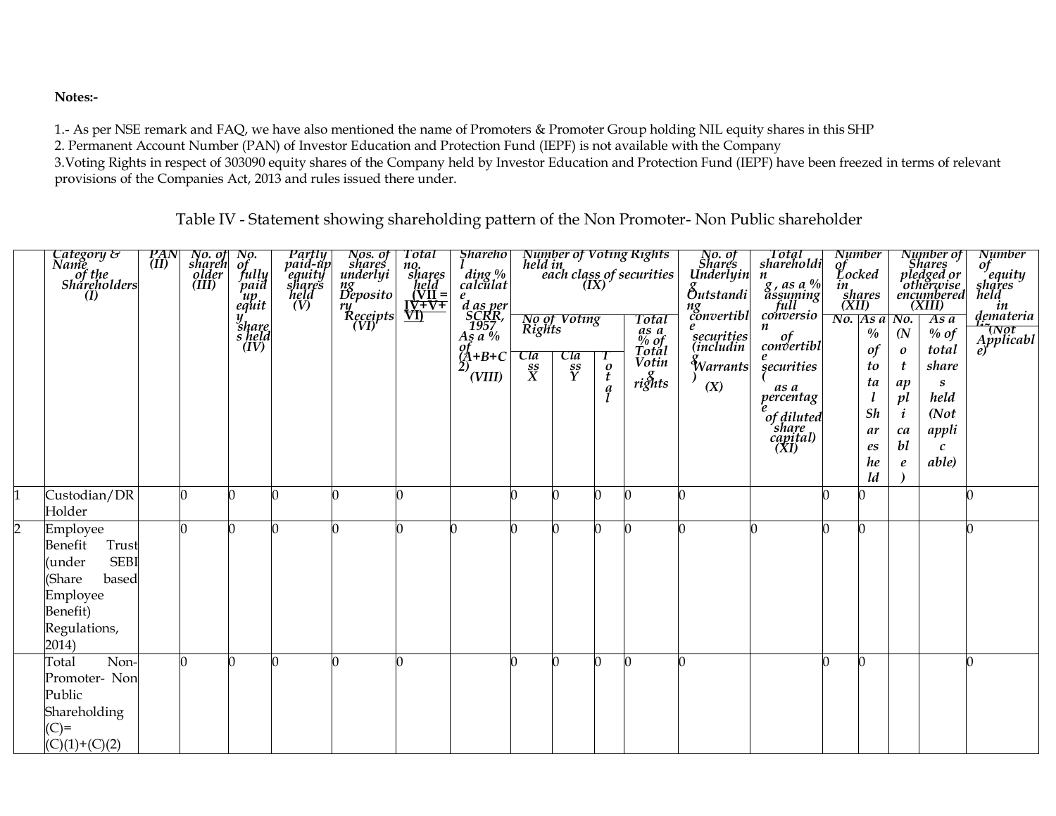**Notes:-**

1.- As per NSE remark and FAQ, we have also mentioned the name of Promoters & Promoter Group holding NIL equity shares in this SHP
2. Permanent Account Number (PAN) of Investor Education and Protection Fund (IEPF) is not available with the Company
3.Voting Rights in respect of 303090 equity shares of the Company held by Investor Education and Protection Fund (IEPF) have been freezed in terms of relevant provisions of the Companies Act, 2013 and rules issued there under.

## Table IV - Statement showing shareholding pattern of the Non Promoter- Non Public shareholder

| | Category & Name of the Shareholders (I) | PAN (II) | No. of shareholder (III) | No. of fully paid up equity shares held (IV) | Partly paid-up equity shares held (V) | Nos. of shares underlying Depository Receipts (VI) | Total no. shares held (VII = IV+V+VI) | Shareholding % calculated as per SCRR, 1957 As a % of (A+B+C2) (VIII) | Number of Voting Rights held in each class of securities (IX) | | | | No. of Shares Underlying Outstanding convertible securities (including Warrants) (X) | Total shareholding , as a % assuming full conversion of convertible securities ( as a percentage of diluted share capital) (XI) | Number of Locked in shares (XII) | | Number of Shares pledged or otherwise encumbered (XIII) | | Number of equity shares held in dematerialized form (Not Applicable) |
|---|---|---|---|---|---|---|---|---|---|---|---|---|---|---|---|---|---|---|---|
| | | | | | | | | | No of Voting Rights | | | Total as a % of Total Voting rights | | | No. | As a % of total Shares held | No. (Not applicable) | As a % of total shares held (Not applicable) | |
| | | | | | | | | | Class X | Class Y | Total | | | | | | | | |
| 1 | Custodian/DR Holder | | 0 | 0 | 0 | 0 | 0 | | 0 | 0 | 0 | 0 | 0 | | 0 | 0 | | | 0 |
| 2 | Employee Benefit Trust (under SEBI (Share based Employee Benefit) Regulations, 2014) | | 0 | 0 | 0 | 0 | 0 | 0 | 0 | 0 | 0 | 0 | 0 | 0 | 0 | 0 | | | 0 |
| | Total Non-Promoter- Non Public Shareholding (C)= (C)(1)+(C)(2) | | 0 | 0 | 0 | 0 | 0 | | 0 | 0 | 0 | 0 | 0 | | 0 | 0 | | | 0 |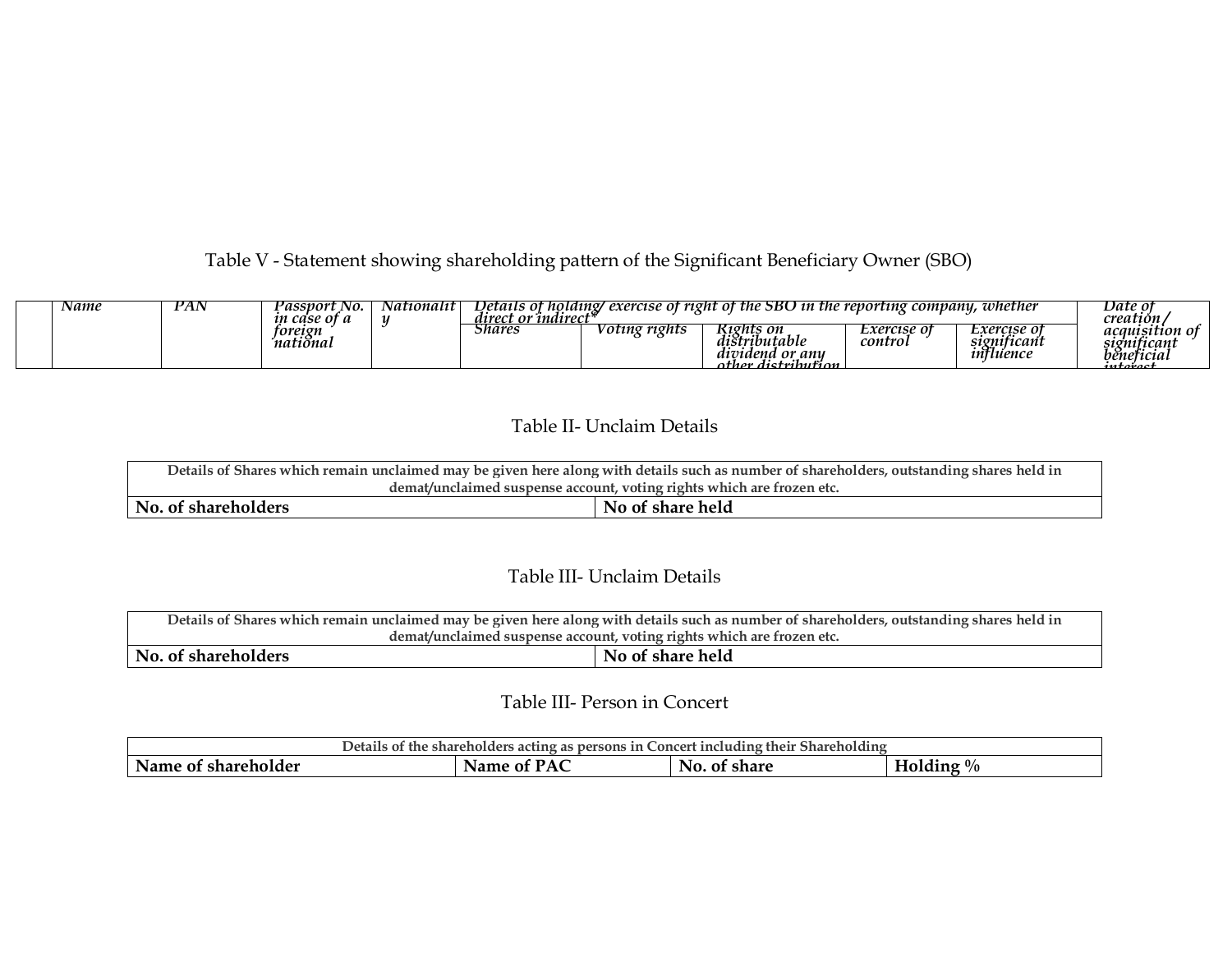Table V - Statement showing shareholding pattern of the Significant Beneficiary Owner (SBO)

| | *Name* | *PAN* | *Passport No. in case of a foreign national* | *Nationality* | *Details of holding/ exercise of right of the SBO in the reporting company, whether direct or indirect** | | | | | *Date of creation / acquisition of significant beneficial interest* |
|---|---|---|---|---|---|---|---|---|---|---|
| | | | | | *Shares* | *Voting rights* | *Rights on distributable dividend or any other distribution* | *Exercise of control* | *Exercise of significant influence* | |

Table II- Unclaim Details

| Details of Shares which remain unclaimed may be given here along with details such as number of shareholders, outstanding shares held in demat/unclaimed suspense account, voting rights which are frozen etc. | |
|---|---|
| **No. of shareholders** | **No of share held** |

Table III- Unclaim Details

| Details of Shares which remain unclaimed may be given here along with details such as number of shareholders, outstanding shares held in demat/unclaimed suspense account, voting rights which are frozen etc. | |
|---|---|
| **No. of shareholders** | **No of share held** |

Table III- Person in Concert

| Details of the shareholders acting as persons in Concert including their Shareholding | | | |
|---|---|---|---|
| **Name of shareholder** | **Name of PAC** | **No. of share** | **Holding %** |